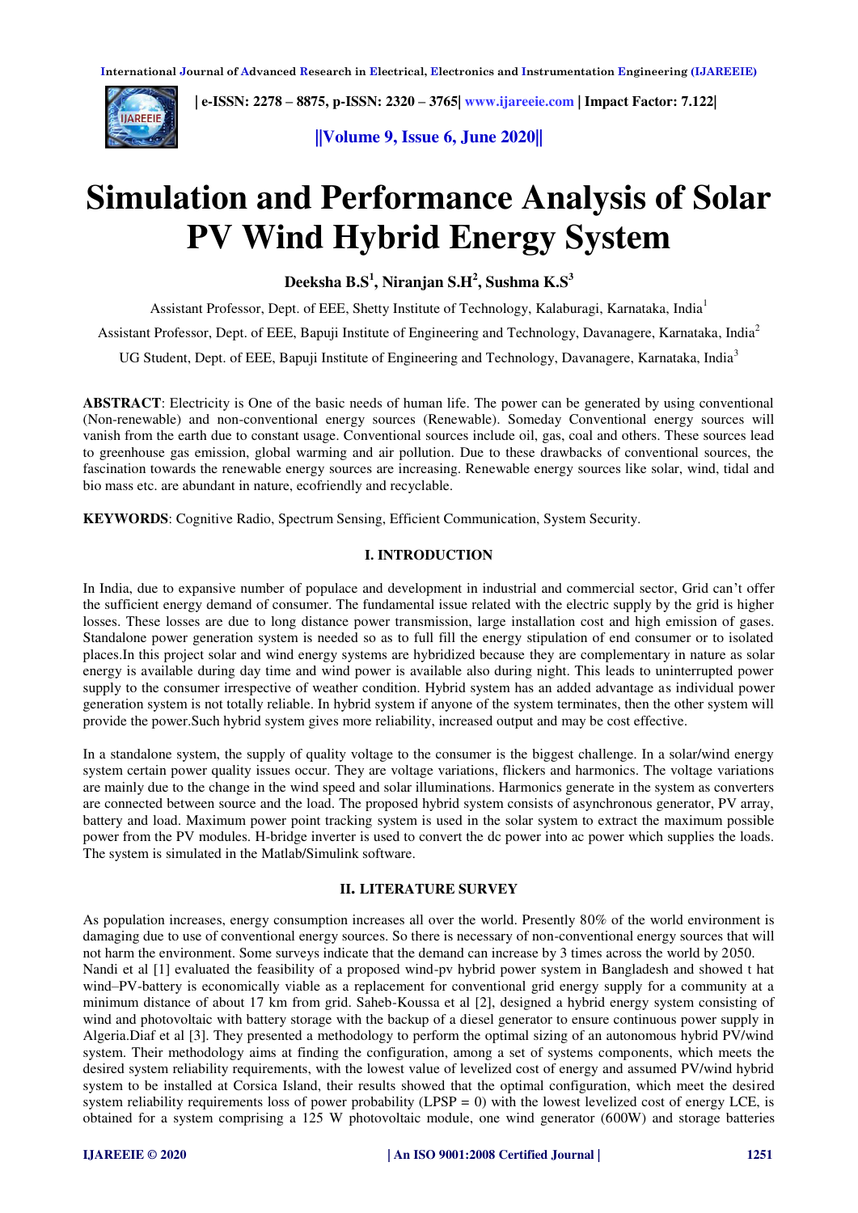# Simulation and Performance Analysis of Solar PV Wind Hybrid Energy System

**Deeksha B.S[1], Niranjan S.H[2], Sushma K.S[3]**

Assistant Professor, Dept. of EEE, Shetty Institute of Technology, Kalaburagi, Karnataka, India[1]

Assistant Professor, Dept. of EEE, Bapuji Institute of Engineering and Technology, Davanagere, Karnataka, India[2]

UG Student, Dept. of EEE, Bapuji Institute of Engineering and Technology, Davanagere, Karnataka, India[3]

**ABSTRACT**: Electricity is One of the basic needs of human life. The power can be generated by using conventional (Non-renewable) and non-conventional energy sources (Renewable). Someday Conventional energy sources will vanish from the earth due to constant usage. Conventional sources include oil, gas, coal and others. These sources lead to greenhouse gas emission, global warming and air pollution. Due to these drawbacks of conventional sources, the fascination towards the renewable energy sources are increasing. Renewable energy sources like solar, wind, tidal and bio mass etc. are abundant in nature, ecofriendly and recyclable.

**KEYWORDS**: Cognitive Radio, Spectrum Sensing, Efficient Communication, System Security.

## I. INTRODUCTION

In India, due to expansive number of populace and development in industrial and commercial sector, Grid can't offer the sufficient energy demand of consumer. The fundamental issue related with the electric supply by the grid is higher losses. These losses are due to long distance power transmission, large installation cost and high emission of gases. Standalone power generation system is needed so as to full fill the energy stipulation of end consumer or to isolated places.In this project solar and wind energy systems are hybridized because they are complementary in nature as solar energy is available during day time and wind power is available also during night. This leads to uninterrupted power supply to the consumer irrespective of weather condition. Hybrid system has an added advantage as individual power generation system is not totally reliable. In hybrid system if anyone of the system terminates, then the other system will provide the power.Such hybrid system gives more reliability, increased output and may be cost effective.

In a standalone system, the supply of quality voltage to the consumer is the biggest challenge. In a solar/wind energy system certain power quality issues occur. They are voltage variations, flickers and harmonics. The voltage variations are mainly due to the change in the wind speed and solar illuminations. Harmonics generate in the system as converters are connected between source and the load. The proposed hybrid system consists of asynchronous generator, PV array, battery and load. Maximum power point tracking system is used in the solar system to extract the maximum possible power from the PV modules. H-bridge inverter is used to convert the dc power into ac power which supplies the loads. The system is simulated in the Matlab/Simulink software.

## II. LITERATURE SURVEY

As population increases, energy consumption increases all over the world. Presently 80% of the world environment is damaging due to use of conventional energy sources. So there is necessary of non-conventional energy sources that will not harm the environment. Some surveys indicate that the demand can increase by 3 times across the world by 2050.
Nandi et al [1] evaluated the feasibility of a proposed wind-pv hybrid power system in Bangladesh and showed t hat wind–PV-battery is economically viable as a replacement for conventional grid energy supply for a community at a minimum distance of about 17 km from grid. Saheb-Koussa et al [2], designed a hybrid energy system consisting of wind and photovoltaic with battery storage with the backup of a diesel generator to ensure continuous power supply in Algeria.Diaf et al [3]. They presented a methodology to perform the optimal sizing of an autonomous hybrid PV/wind system. Their methodology aims at finding the configuration, among a set of systems components, which meets the desired system reliability requirements, with the lowest value of levelized cost of energy and assumed PV/wind hybrid system to be installed at Corsica Island, their results showed that the optimal configuration, which meet the desired system reliability requirements loss of power probability (LPSP = 0) with the lowest levelized cost of energy LCE, is obtained for a system comprising a 125 W photovoltaic module, one wind generator (600W) and storage batteries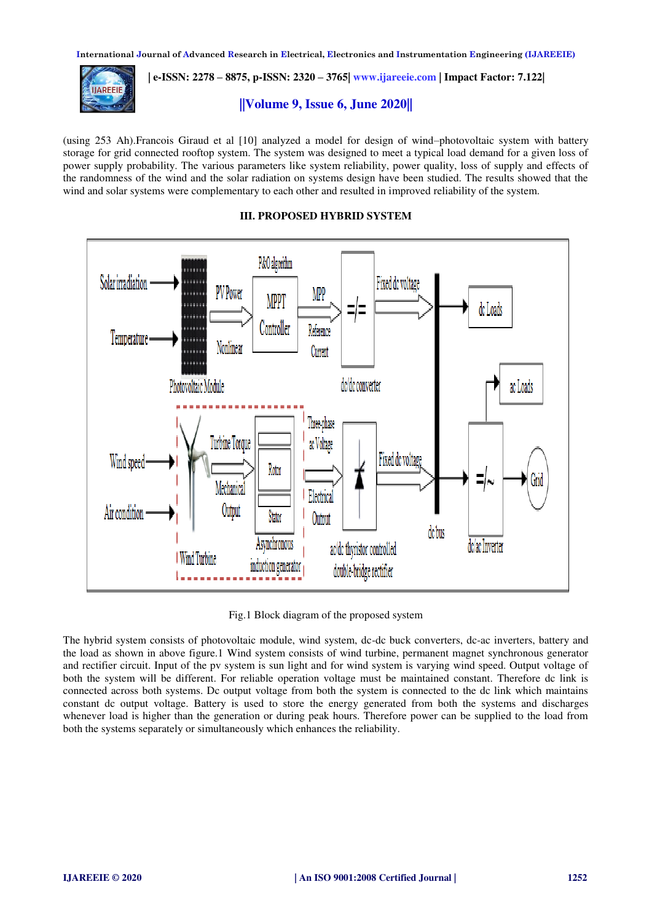(using 253 Ah).Francois Giraud et al [10] analyzed a model for design of wind–photovoltaic system with battery storage for grid connected rooftop system. The system was designed to meet a typical load demand for a given loss of power supply probability. The various parameters like system reliability, power quality, loss of supply and effects of the randomness of the wind and the solar radiation on systems design have been studied. The results showed that the wind and solar systems were complementary to each other and resulted in improved reliability of the system.

## III. PROPOSED HYBRID SYSTEM

Fig.1 Block diagram of the proposed system

The hybrid system consists of photovoltaic module, wind system, dc-dc buck converters, dc-ac inverters, battery and the load as shown in above figure.1 Wind system consists of wind turbine, permanent magnet synchronous generator and rectifier circuit. Input of the pv system is sun light and for wind system is varying wind speed. Output voltage of both the system will be different. For reliable operation voltage must be maintained constant. Therefore dc link is connected across both systems. Dc output voltage from both the system is connected to the dc link which maintains constant dc output voltage. Battery is used to store the energy generated from both the systems and discharges whenever load is higher than the generation or during peak hours. Therefore power can be supplied to the load from both the systems separately or simultaneously which enhances the reliability.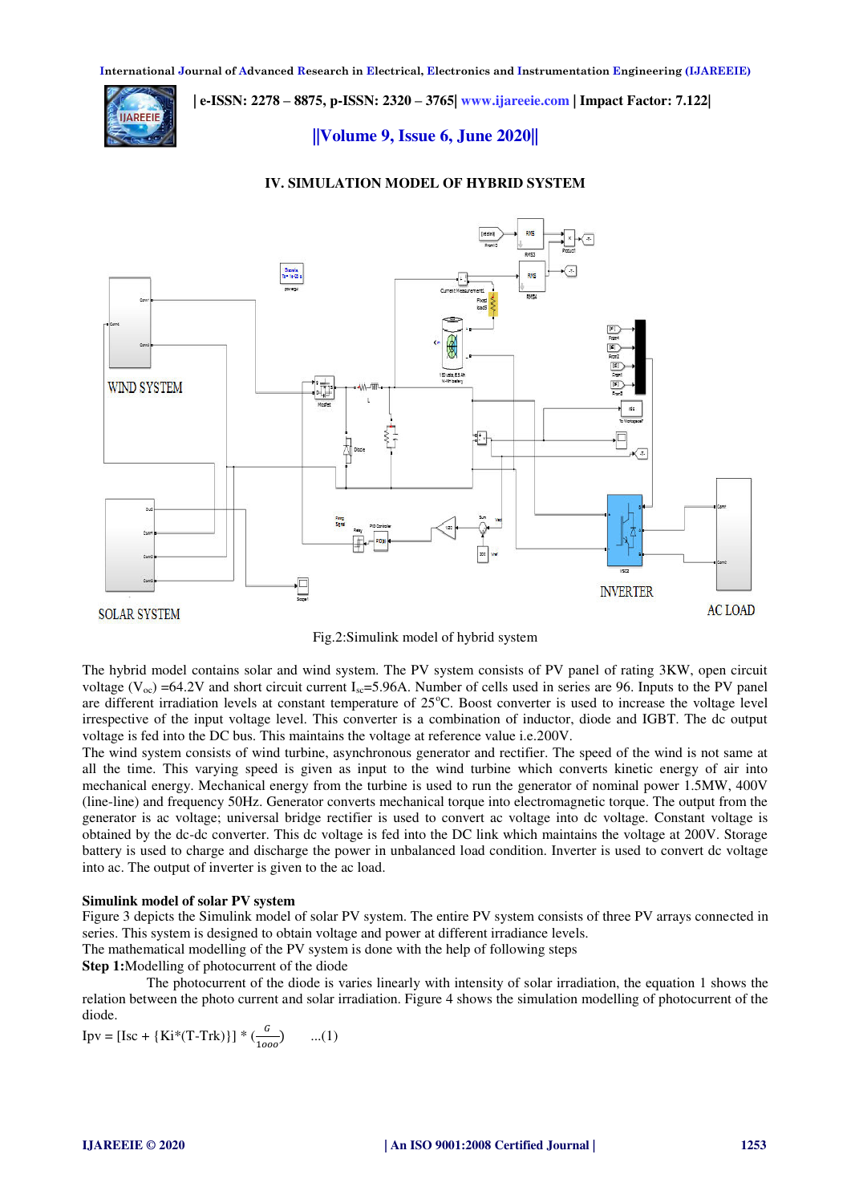## IV. SIMULATION MODEL OF HYBRID SYSTEM

Fig.2:Simulink model of hybrid system

The hybrid model contains solar and wind system. The PV system consists of PV panel of rating 3KW, open circuit voltage ($V_{oc}$) =64.2V and short circuit current $I_{sc}$=5.96A. Number of cells used in series are 96. Inputs to the PV panel are different irradiation levels at constant temperature of 25°C. Boost converter is used to increase the voltage level irrespective of the input voltage level. This converter is a combination of inductor, diode and IGBT. The dc output voltage is fed into the DC bus. This maintains the voltage at reference value i.e.200V.

The wind system consists of wind turbine, asynchronous generator and rectifier. The speed of the wind is not same at all the time. This varying speed is given as input to the wind turbine which converts kinetic energy of air into mechanical energy. Mechanical energy from the turbine is used to run the generator of nominal power 1.5MW, 400V (line-line) and frequency 50Hz. Generator converts mechanical torque into electromagnetic torque. The output from the generator is ac voltage; universal bridge rectifier is used to convert ac voltage into dc voltage. Constant voltage is obtained by the dc-dc converter. This dc voltage is fed into the DC link which maintains the voltage at 200V. Storage battery is used to charge and discharge the power in unbalanced load condition. Inverter is used to convert dc voltage into ac. The output of inverter is given to the ac load.

**Simulink model of solar PV system**

Figure 3 depicts the Simulink model of solar PV system. The entire PV system consists of three PV arrays connected in series. This system is designed to obtain voltage and power at different irradiance levels.

The mathematical modelling of the PV system is done with the help of following steps

**Step 1:**Modelling of photocurrent of the diode

The photocurrent of the diode is varies linearly with intensity of solar irradiation, the equation 1 shows the relation between the photo current and solar irradiation. Figure 4 shows the simulation modelling of photocurrent of the diode.

$$Ipv = [Isc + \{Ki*(T-Trk)\}] * \left(\frac{G}{1000}\right) \quad ...(1)$$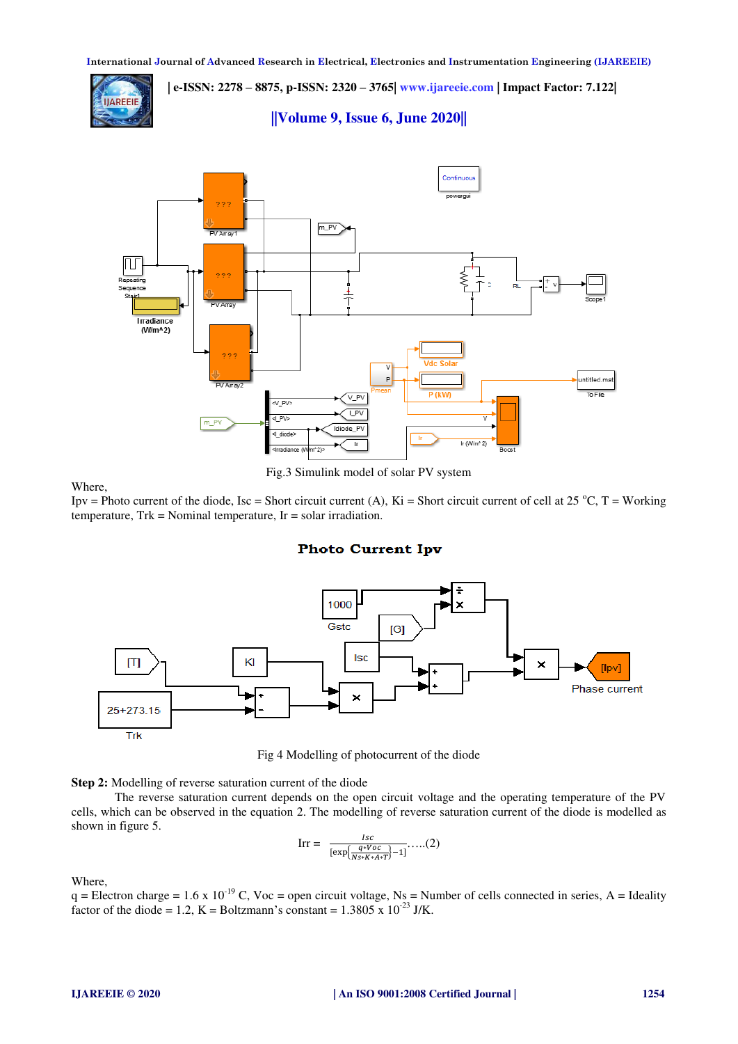Fig.3 Simulink model of solar PV system

Where,
Ipv = Photo current of the diode, Isc = Short circuit current (A), Ki = Short circuit current of cell at 25 °C, T = Working temperature, Trk = Nominal temperature, Ir = solar irradiation.

Fig 4 Modelling of photocurrent of the diode

**Step 2:** Modelling of reverse saturation current of the diode

The reverse saturation current depends on the open circuit voltage and the operating temperature of the PV cells, which can be observed in the equation 2. The modelling of reverse saturation current of the diode is modelled as shown in figure 5.

$$Irr = \frac{Isc}{[\exp\left(\frac{q*Voc}{Ns*K*A*T}\right)-1]} \text{.....(2)}$$

Where,
q = Electron charge = 1.6 x $10^{-19}$ C, Voc = open circuit voltage, Ns = Number of cells connected in series, A = Ideality factor of the diode = 1.2, K = Boltzmann's constant = 1.3805 x $10^{-23}$ J/K.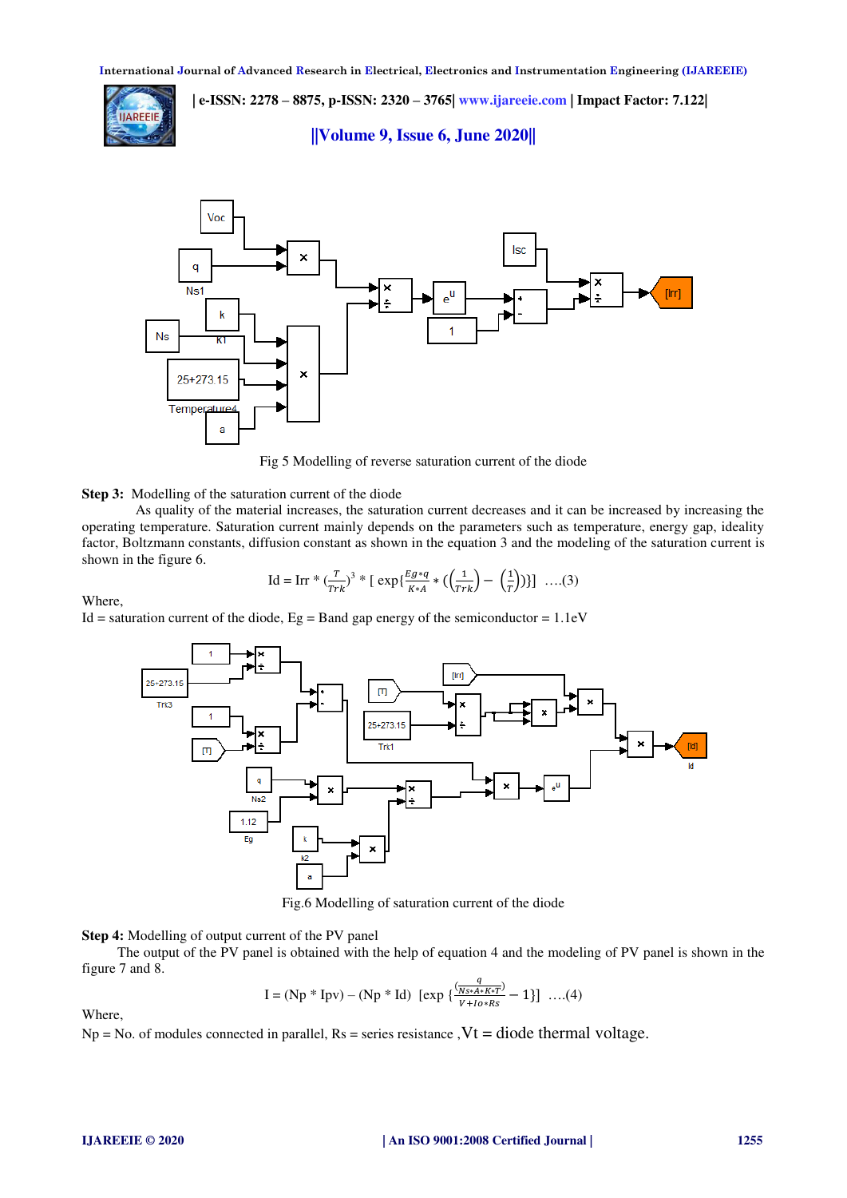Fig 5 Modelling of reverse saturation current of the diode

**Step 3:** Modelling of the saturation current of the diode

As quality of the material increases, the saturation current decreases and it can be increased by increasing the operating temperature. Saturation current mainly depends on the parameters such as temperature, energy gap, ideality factor, Boltzmann constants, diffusion constant as shown in the equation 3 and the modeling of the saturation current is shown in the figure 6.

$$\text{Id} = \text{Irr} * \left(\frac{T}{Trk}\right)^3 * \left[\exp\left\{\frac{Eg*q}{K*A} * \left(\left(\frac{1}{Trk}\right) - \left(\frac{1}{T}\right)\right)\right\}\right] \quad \text{....(3)}$$

Where,

Id = saturation current of the diode, Eg = Band gap energy of the semiconductor = 1.1eV

Fig.6 Modelling of saturation current of the diode

**Step 4:** Modelling of output current of the PV panel

The output of the PV panel is obtained with the help of equation 4 and the modeling of PV panel is shown in the figure 7 and 8.

$$\text{I} = (\text{Np} * \text{Ipv}) - (\text{Np} * \text{Id}) \left[\exp\left\{\frac{\left(\frac{q}{Ns*A*K*T}\right)}{V+Io*Rs} - 1\right\}\right] \quad \text{....(4)}$$

Where,

Np = No. of modules connected in parallel, Rs = series resistance ,Vt = diode thermal voltage.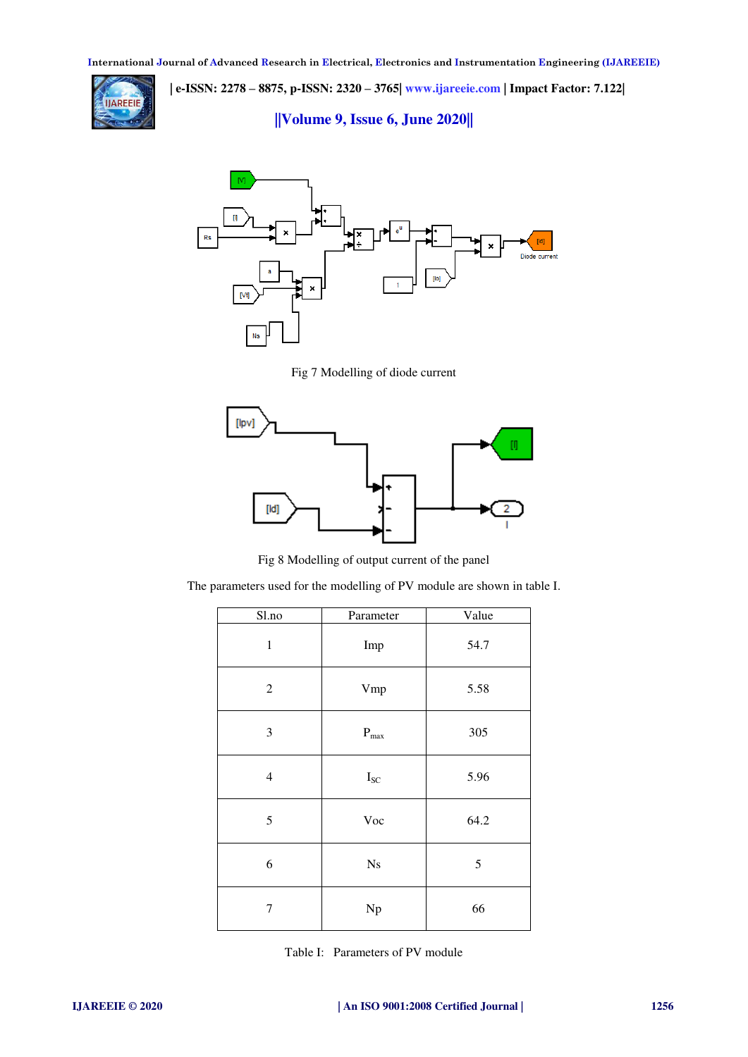Fig 7 Modelling of diode current

Fig 8 Modelling of output current of the panel

The parameters used for the modelling of PV module are shown in table I.

| Sl.no | Parameter | Value |
|---|---|---|
| 1 | Imp | 54.7 |
| 2 | Vmp | 5.58 |
| 3 | $P_{max}$ | 305 |
| 4 | $I_{SC}$ | 5.96 |
| 5 | Voc | 64.2 |
| 6 | Ns | 5 |
| 7 | Np | 66 |

Table I: Parameters of PV module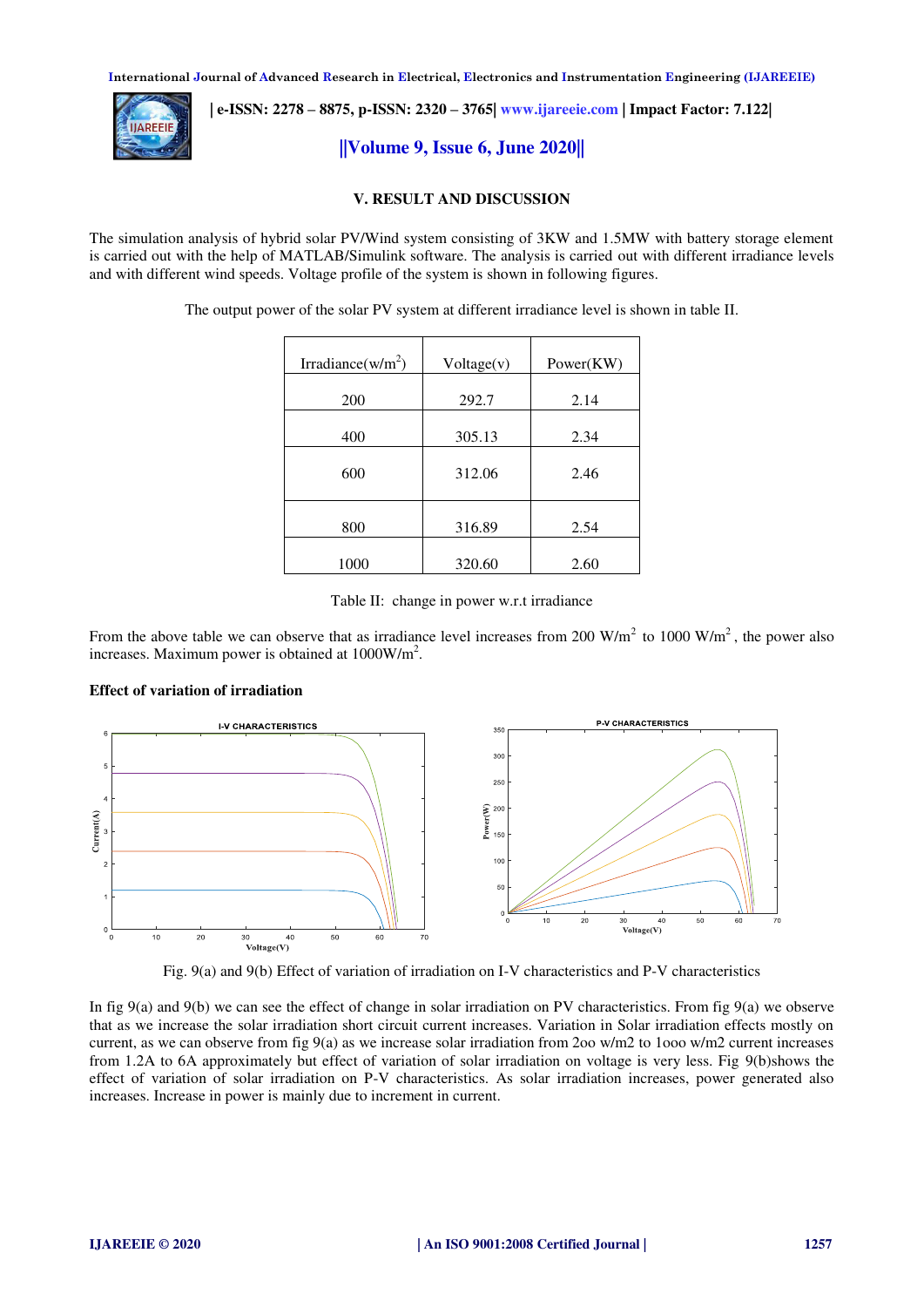## V. RESULT AND DISCUSSION

The simulation analysis of hybrid solar PV/Wind system consisting of 3KW and 1.5MW with battery storage element is carried out with the help of MATLAB/Simulink software. The analysis is carried out with different irradiance levels and with different wind speeds. Voltage profile of the system is shown in following figures.

The output power of the solar PV system at different irradiance level is shown in table II.

| Irradiance(w/m$^2$) | Voltage(v) | Power(KW) |
|---|---|---|
| 200 | 292.7 | 2.14 |
| 400 | 305.13 | 2.34 |
| 600 | 312.06 | 2.46 |
| 800 | 316.89 | 2.54 |
| 1000 | 320.60 | 2.60 |

Table II: change in power w.r.t irradiance

From the above table we can observe that as irradiance level increases from 200 W/m$^2$ to 1000 W/m$^2$, the power also increases. Maximum power is obtained at 1000W/m$^2$.

### Effect of variation of irradiation

Fig. 9(a) and 9(b) Effect of variation of irradiation on I-V characteristics and P-V characteristics

In fig 9(a) and 9(b) we can see the effect of change in solar irradiation on PV characteristics. From fig 9(a) we observe that as we increase the solar irradiation short circuit current increases. Variation in Solar irradiation effects mostly on current, as we can observe from fig 9(a) as we increase solar irradiation from 2oo w/m2 to 1ooo w/m2 current increases from 1.2A to 6A approximately but effect of variation of solar irradiation on voltage is very less. Fig 9(b)shows the effect of variation of solar irradiation on P-V characteristics. As solar irradiation increases, power generated also increases. Increase in power is mainly due to increment in current.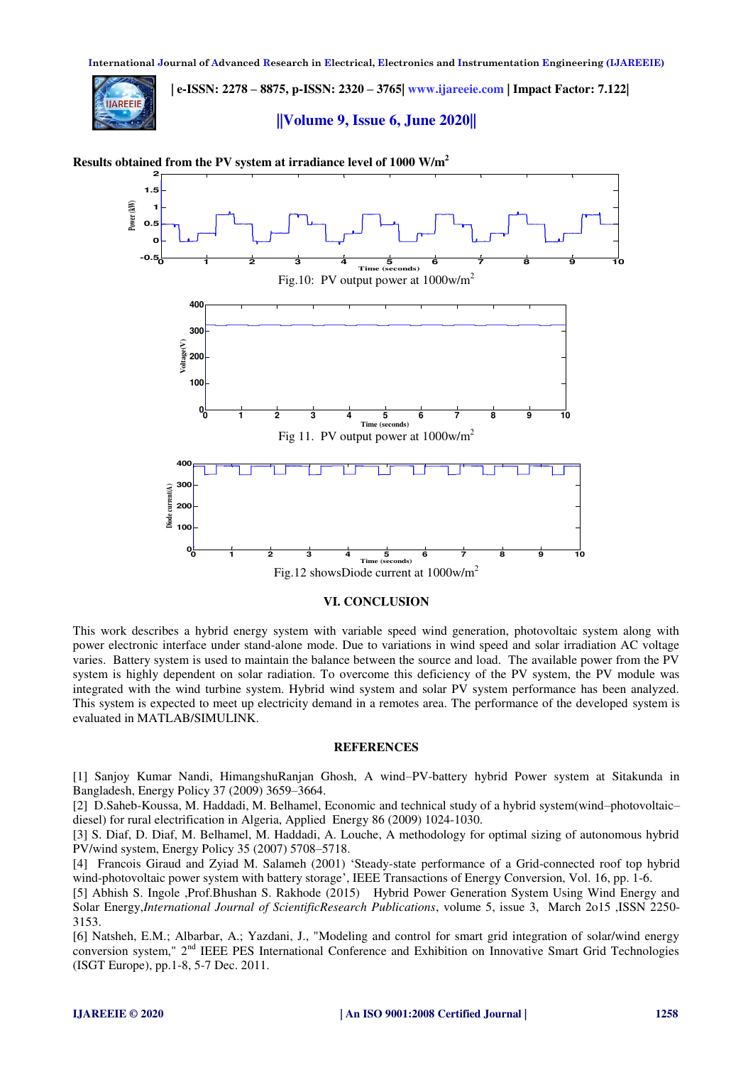**Results obtained from the PV system at irradiance level of 1000 W/m$^2$**

Fig.10: PV output power at 1000w/m$^2$

Fig 11. PV output power at 1000w/m$^2$

Fig.12 showsDiode current at 1000w/m$^2$

## VI. CONCLUSION

This work describes a hybrid energy system with variable speed wind generation, photovoltaic system along with power electronic interface under stand-alone mode. Due to variations in wind speed and solar irradiation AC voltage varies. Battery system is used to maintain the balance between the source and load. The available power from the PV system is highly dependent on solar radiation. To overcome this deficiency of the PV system, the PV module was integrated with the wind turbine system. Hybrid wind system and solar PV system performance has been analyzed. This system is expected to meet up electricity demand in a remotes area. The performance of the developed system is evaluated in MATLAB/SIMULINK.

## REFERENCES

[1] Sanjoy Kumar Nandi, HimangshuRanjan Ghosh, A wind–PV-battery hybrid Power system at Sitakunda in Bangladesh, Energy Policy 37 (2009) 3659–3664.

[2] D.Saheb-Koussa, M. Haddadi, M. Belhamel, Economic and technical study of a hybrid system(wind–photovoltaic–diesel) for rural electrification in Algeria, Applied Energy 86 (2009) 1024-1030.

[3] S. Diaf, D. Diaf, M. Belhamel, M. Haddadi, A. Louche, A methodology for optimal sizing of autonomous hybrid PV/wind system, Energy Policy 35 (2007) 5708–5718.

[4] Francois Giraud and Zyiad M. Salameh (2001) 'Steady-state performance of a Grid-connected roof top hybrid wind-photovoltaic power system with battery storage', IEEE Transactions of Energy Conversion, Vol. 16, pp. 1-6.

[5] Abhish S. Ingole ,Prof.Bhushan S. Rakhode (2015) Hybrid Power Generation System Using Wind Energy and Solar Energy,*International Journal of ScientificResearch Publications*, volume 5, issue 3, March 2o15 ,ISSN 2250-3153.

[6] Natsheh, E.M.; Albarbar, A.; Yazdani, J., "Modeling and control for smart grid integration of solar/wind energy conversion system," 2nd IEEE PES International Conference and Exhibition on Innovative Smart Grid Technologies (ISGT Europe), pp.1-8, 5-7 Dec. 2011.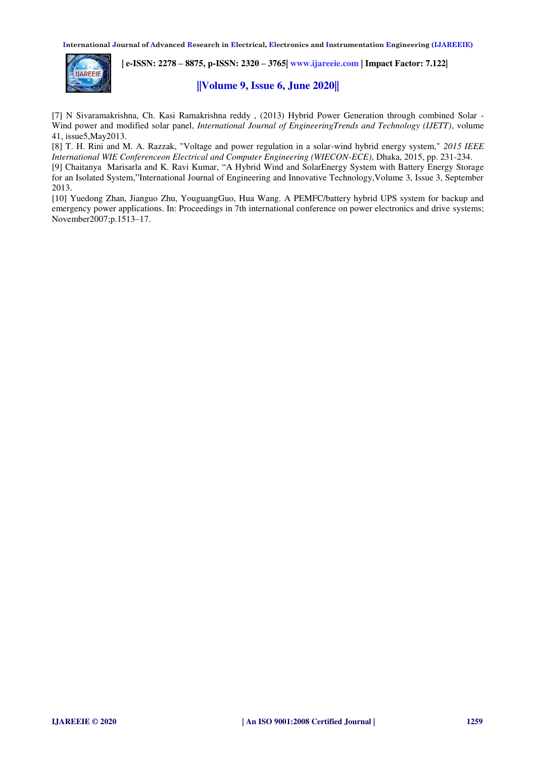[7] N Sivaramakrishna, Ch. Kasi Ramakrishna reddy , (2013) Hybrid Power Generation through combined Solar -Wind power and modified solar panel, *International Journal of EngineeringTrends and Technology (IJETT)*, volume 41, issue5,May2013.

[8] T. H. Rini and M. A. Razzak, "Voltage and power regulation in a solar-wind hybrid energy system," *2015 IEEE International WIE Conferenceon Electrical and Computer Engineering (WIECON-ECE)*, Dhaka, 2015, pp. 231-234.

[9] Chaitanya Marisarla and K. Ravi Kumar, "A Hybrid Wind and SolarEnergy System with Battery Energy Storage for an Isolated System,"International Journal of Engineering and Innovative Technology,Volume 3, Issue 3, September 2013.

[10] Yuedong Zhan, Jianguo Zhu, YouguangGuo, Hua Wang. A PEMFC/battery hybrid UPS system for backup and emergency power applications. In: Proceedings in 7th international conference on power electronics and drive systems; November2007;p.1513–17.